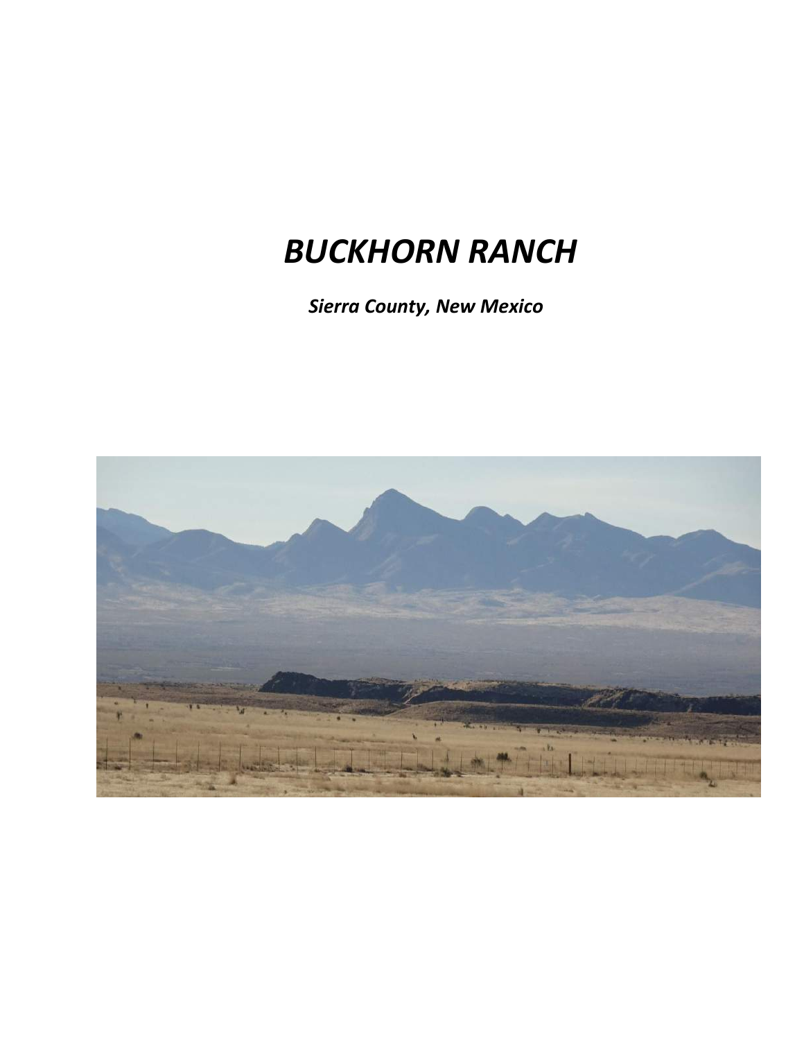# *BUCKHORN RANCH*

***Sierra County, New Mexico***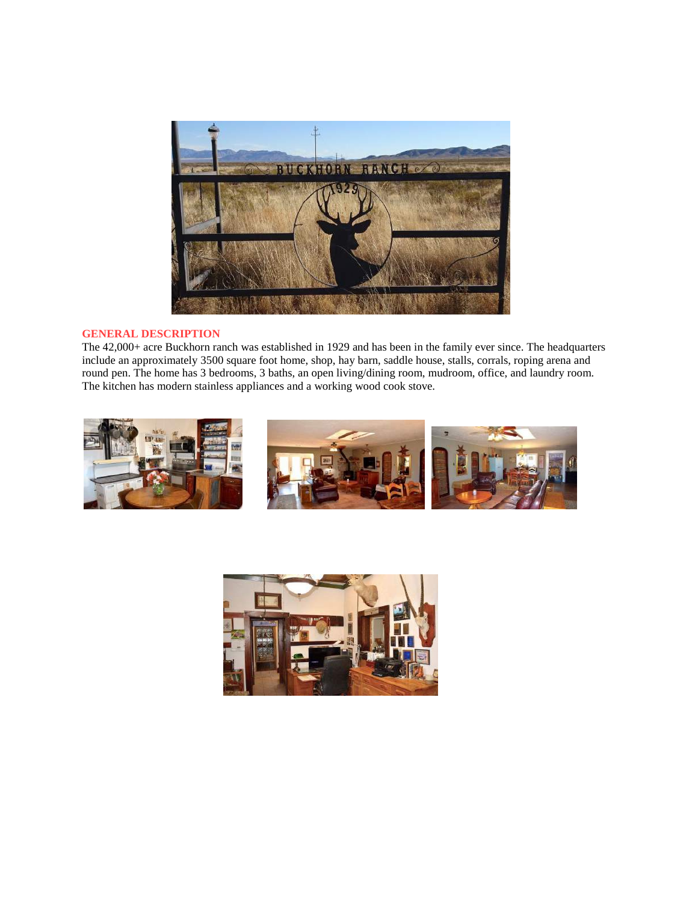## GENERAL DESCRIPTION

The 42,000+ acre Buckhorn ranch was established in 1929 and has been in the family ever since. The headquarters include an approximately 3500 square foot home, shop, hay barn, saddle house, stalls, corrals, roping arena and round pen. The home has 3 bedrooms, 3 baths, an open living/dining room, mudroom, office, and laundry room. The kitchen has modern stainless appliances and a working wood cook stove.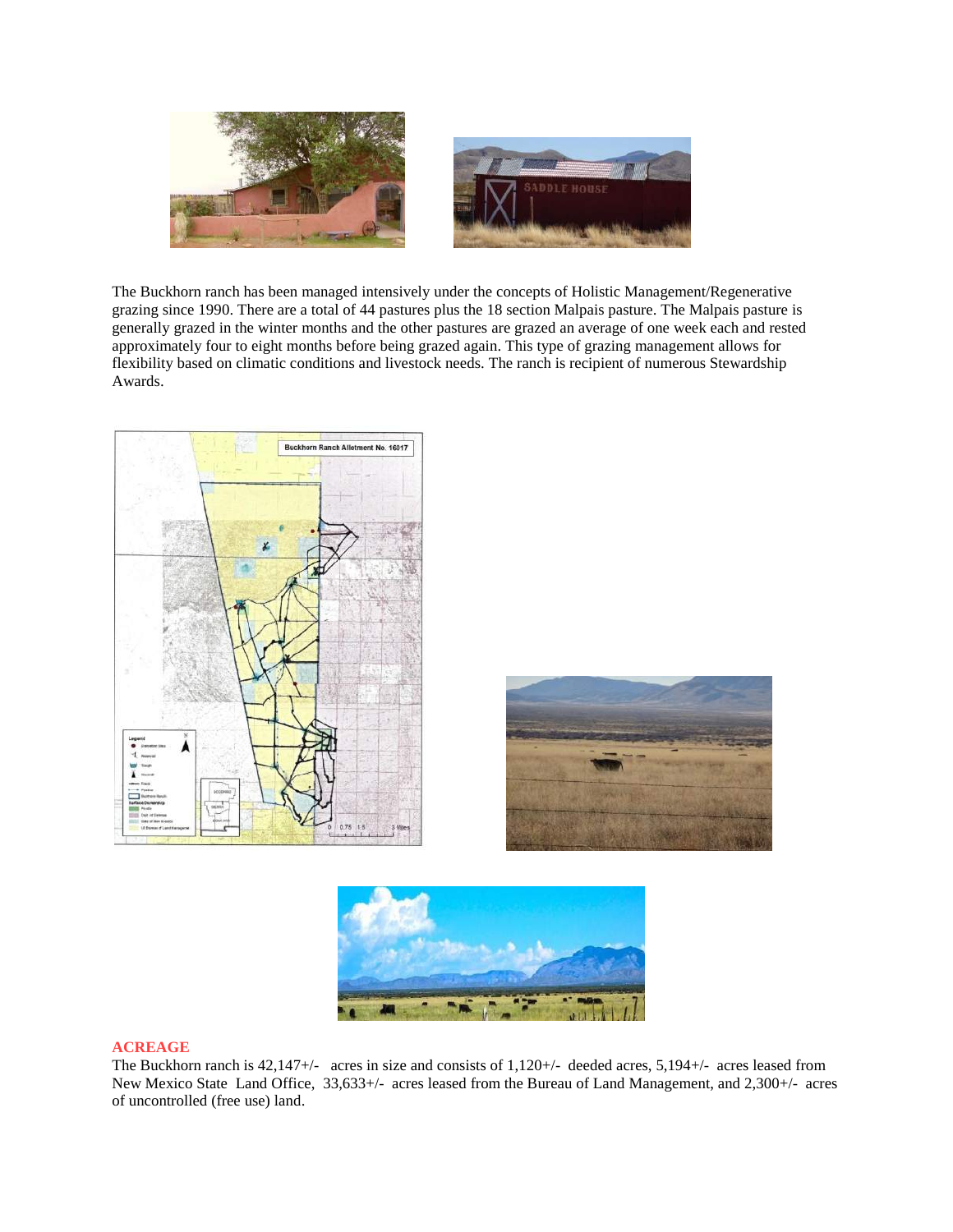The Buckhorn ranch has been managed intensively under the concepts of Holistic Management/Regenerative grazing since 1990. There are a total of 44 pastures plus the 18 section Malpais pasture. The Malpais pasture is generally grazed in the winter months and the other pastures are grazed an average of one week each and rested approximately four to eight months before being grazed again. This type of grazing management allows for flexibility based on climatic conditions and livestock needs. The ranch is recipient of numerous Stewardship Awards.

## ACREAGE

The Buckhorn ranch is 42,147+/- acres in size and consists of 1,120+/- deeded acres, 5,194+/- acres leased from New Mexico State Land Office, 33,633+/- acres leased from the Bureau of Land Management, and 2,300+/- acres of uncontrolled (free use) land.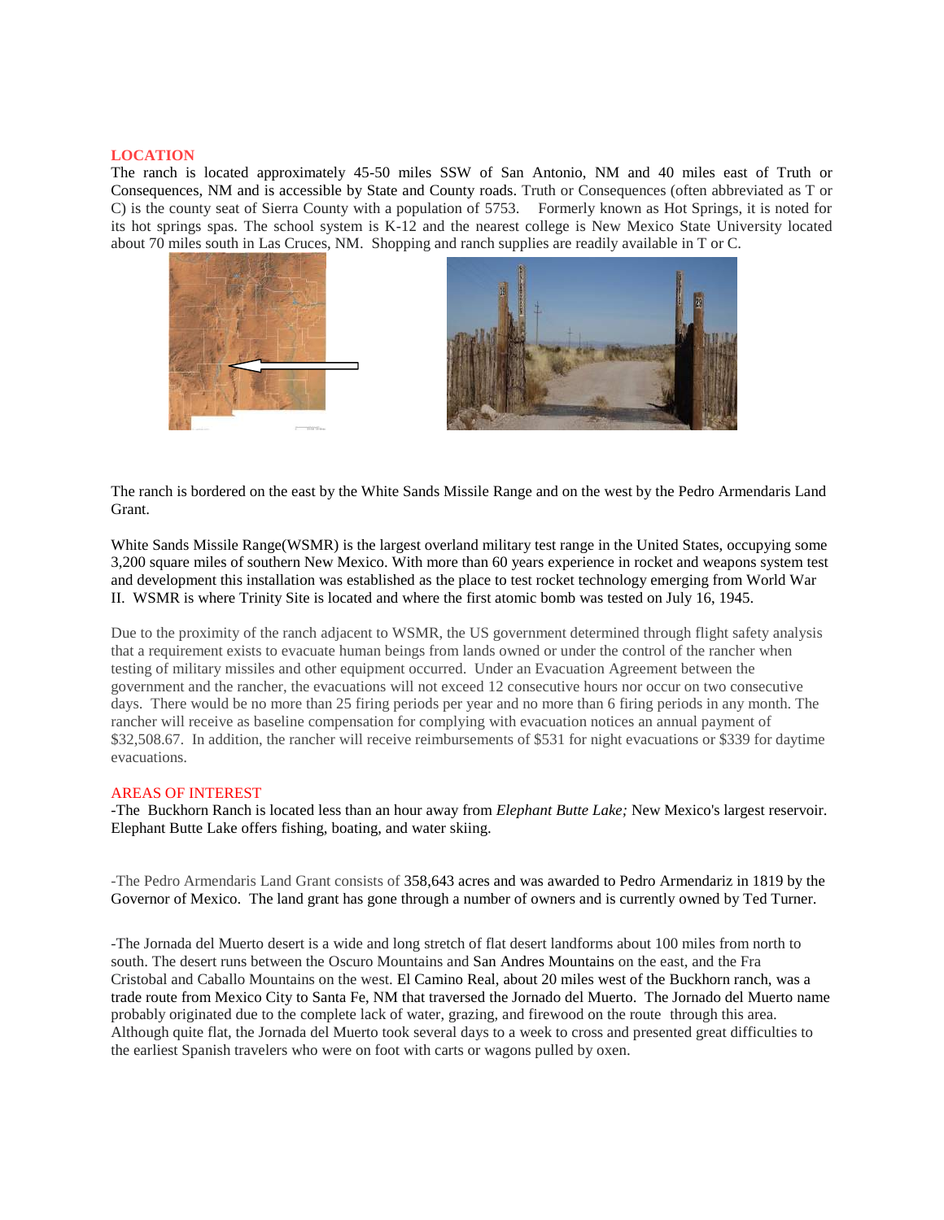## LOCATION

The ranch is located approximately 45-50 miles SSW of San Antonio, NM and 40 miles east of Truth or Consequences, NM and is accessible by State and County roads. Truth or Consequences (often abbreviated as T or C) is the county seat of Sierra County with a population of 5753. Formerly known as Hot Springs, it is noted for its hot springs spas. The school system is K-12 and the nearest college is New Mexico State University located about 70 miles south in Las Cruces, NM. Shopping and ranch supplies are readily available in T or C.

The ranch is bordered on the east by the White Sands Missile Range and on the west by the Pedro Armendaris Land Grant.

White Sands Missile Range(WSMR) is the largest overland military test range in the United States, occupying some 3,200 square miles of southern New Mexico. With more than 60 years experience in rocket and weapons system test and development this installation was established as the place to test rocket technology emerging from World War II. WSMR is where Trinity Site is located and where the first atomic bomb was tested on July 16, 1945.

Due to the proximity of the ranch adjacent to WSMR, the US government determined through flight safety analysis that a requirement exists to evacuate human beings from lands owned or under the control of the rancher when testing of military missiles and other equipment occurred. Under an Evacuation Agreement between the government and the rancher, the evacuations will not exceed 12 consecutive hours nor occur on two consecutive days. There would be no more than 25 firing periods per year and no more than 6 firing periods in any month. The rancher will receive as baseline compensation for complying with evacuation notices an annual payment of $32,508.67. In addition, the rancher will receive reimbursements of $531 for night evacuations or $339 for daytime evacuations.

## AREAS OF INTEREST

-The Buckhorn Ranch is located less than an hour away from *Elephant Butte Lake;* New Mexico's largest reservoir. Elephant Butte Lake offers fishing, boating, and water skiing.

-The Pedro Armendaris Land Grant consists of 358,643 acres and was awarded to Pedro Armendariz in 1819 by the Governor of Mexico. The land grant has gone through a number of owners and is currently owned by Ted Turner.

-The Jornada del Muerto desert is a wide and long stretch of flat desert landforms about 100 miles from north to south. The desert runs between the Oscuro Mountains and San Andres Mountains on the east, and the Fra Cristobal and Caballo Mountains on the west. El Camino Real, about 20 miles west of the Buckhorn ranch, was a trade route from Mexico City to Santa Fe, NM that traversed the Jornado del Muerto. The Jornado del Muerto name probably originated due to the complete lack of water, grazing, and firewood on the route through this area. Although quite flat, the Jornada del Muerto took several days to a week to cross and presented great difficulties to the earliest Spanish travelers who were on foot with carts or wagons pulled by oxen.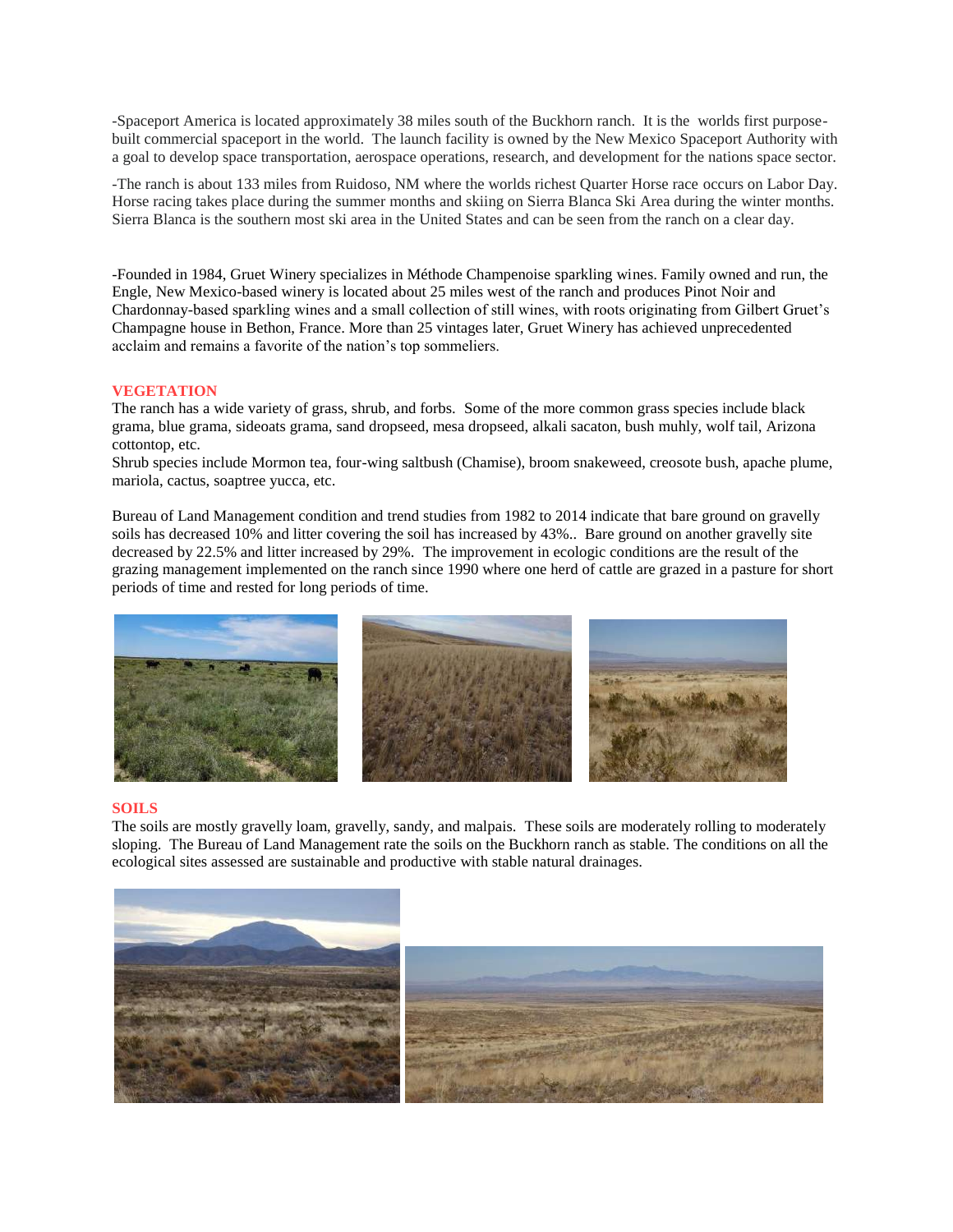-Spaceport America is located approximately 38 miles south of the Buckhorn ranch. It is the worlds first purpose-built commercial spaceport in the world. The launch facility is owned by the New Mexico Spaceport Authority with a goal to develop space transportation, aerospace operations, research, and development for the nations space sector.

-The ranch is about 133 miles from Ruidoso, NM where the worlds richest Quarter Horse race occurs on Labor Day. Horse racing takes place during the summer months and skiing on Sierra Blanca Ski Area during the winter months. Sierra Blanca is the southern most ski area in the United States and can be seen from the ranch on a clear day.

-Founded in 1984, Gruet Winery specializes in Méthode Champenoise sparkling wines. Family owned and run, the Engle, New Mexico-based winery is located about 25 miles west of the ranch and produces Pinot Noir and Chardonnay-based sparkling wines and a small collection of still wines, with roots originating from Gilbert Gruet's Champagne house in Bethon, France. More than 25 vintages later, Gruet Winery has achieved unprecedented acclaim and remains a favorite of the nation's top sommeliers.

## VEGETATION

The ranch has a wide variety of grass, shrub, and forbs. Some of the more common grass species include black grama, blue grama, sideoats grama, sand dropseed, mesa dropseed, alkali sacaton, bush muhly, wolf tail, Arizona cottontop, etc.
Shrub species include Mormon tea, four-wing saltbush (Chamise), broom snakeweed, creosote bush, apache plume, mariola, cactus, soaptree yucca, etc.

Bureau of Land Management condition and trend studies from 1982 to 2014 indicate that bare ground on gravelly soils has decreased 10% and litter covering the soil has increased by 43%.. Bare ground on another gravelly site decreased by 22.5% and litter increased by 29%. The improvement in ecologic conditions are the result of the grazing management implemented on the ranch since 1990 where one herd of cattle are grazed in a pasture for short periods of time and rested for long periods of time.

## SOILS

The soils are mostly gravelly loam, gravelly, sandy, and malpais. These soils are moderately rolling to moderately sloping. The Bureau of Land Management rate the soils on the Buckhorn ranch as stable. The conditions on all the ecological sites assessed are sustainable and productive with stable natural drainages.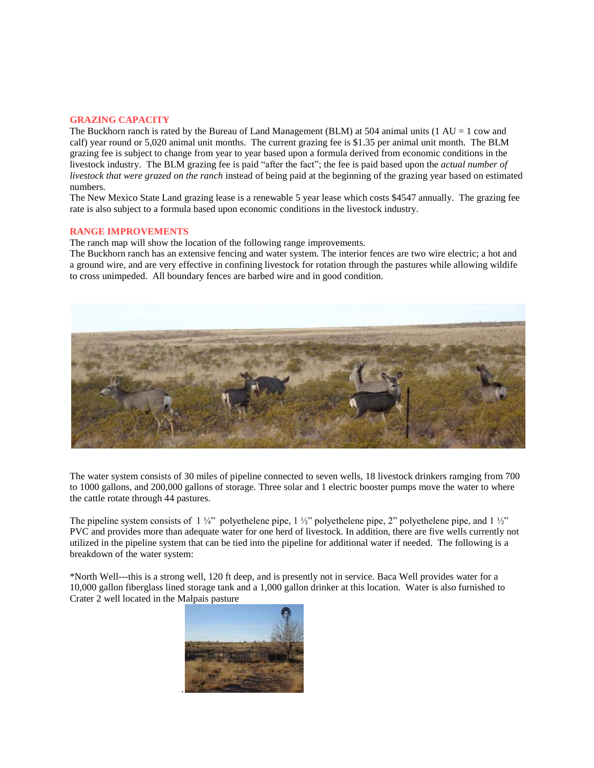## GRAZING CAPACITY

The Buckhorn ranch is rated by the Bureau of Land Management (BLM) at 504 animal units (1 AU = 1 cow and calf) year round or 5,020 animal unit months. The current grazing fee is $1.35 per animal unit month. The BLM grazing fee is subject to change from year to year based upon a formula derived from economic conditions in the livestock industry. The BLM grazing fee is paid "after the fact"; the fee is paid based upon the *actual number of livestock that were grazed on the ranch* instead of being paid at the beginning of the grazing year based on estimated numbers.

The New Mexico State Land grazing lease is a renewable 5 year lease which costs $4547 annually. The grazing fee rate is also subject to a formula based upon economic conditions in the livestock industry.

## RANGE IMPROVEMENTS

The ranch map will show the location of the following range improvements.

The Buckhorn ranch has an extensive fencing and water system. The interior fences are two wire electric; a hot and a ground wire, and are very effective in confining livestock for rotation through the pastures while allowing wildife to cross unimpeded. All boundary fences are barbed wire and in good condition.

The water system consists of 30 miles of pipeline connected to seven wells, 18 livestock drinkers ramging from 700 to 1000 gallons, and 200,000 gallons of storage. Three solar and 1 electric booster pumps move the water to where the cattle rotate through 44 pastures.

The pipeline system consists of 1 ¼" polyethelene pipe, 1 ½" polyethelene pipe, 2" polyethelene pipe, and 1 ½" PVC and provides more than adequate water for one herd of livestock. In addition, there are five wells currently not utilized in the pipeline system that can be tied into the pipeline for additional water if needed. The following is a breakdown of the water system:

*North Well---this is a strong well, 120 ft deep, and is presently not in service. Baca Well provides water for a 10,000 gallon fiberglass lined storage tank and a 1,000 gallon drinker at this location. Water is also furnished to Crater 2 well located in the Malpais pasture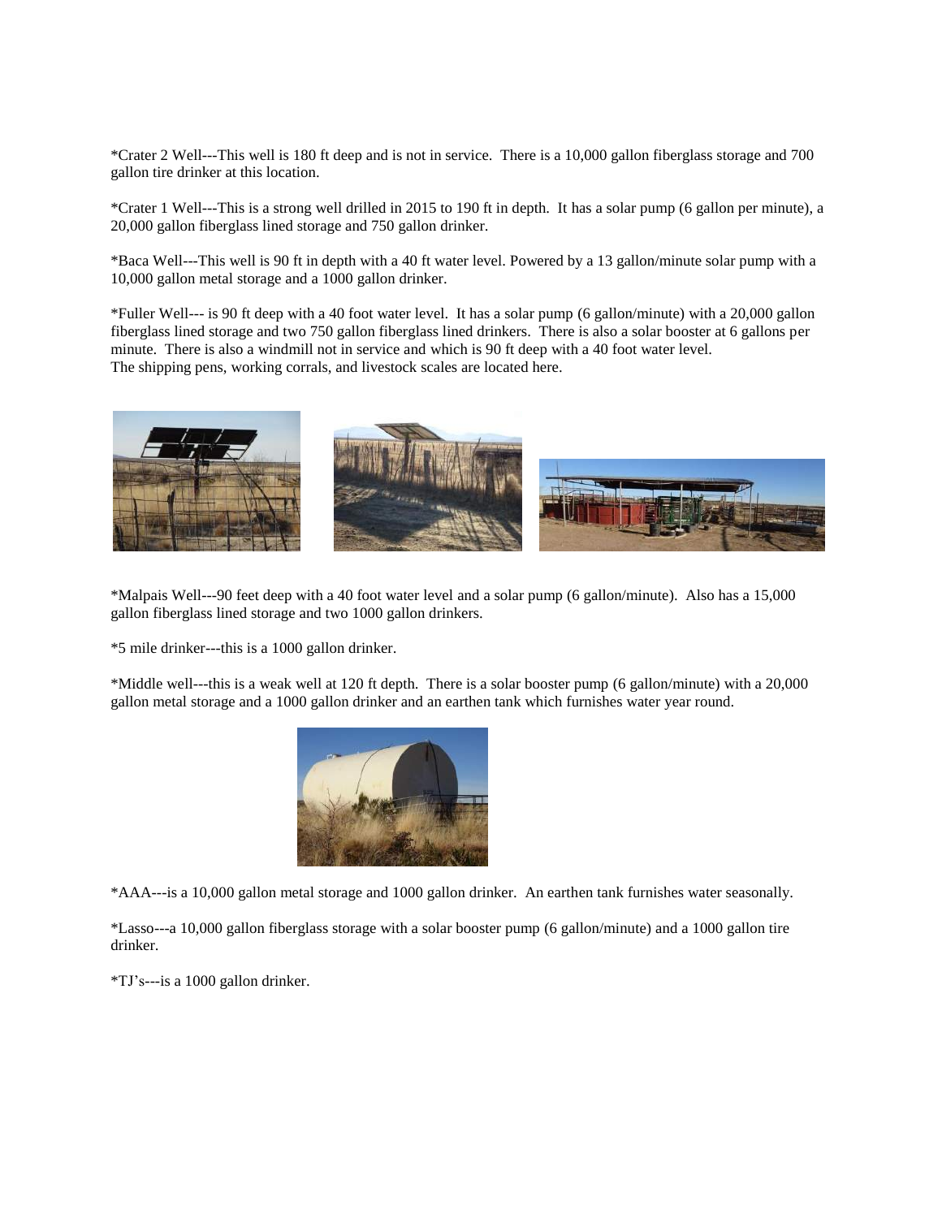*Crater 2 Well---This well is 180 ft deep and is not in service. There is a 10,000 gallon fiberglass storage and 700 gallon tire drinker at this location.

*Crater 1 Well---This is a strong well drilled in 2015 to 190 ft in depth. It has a solar pump (6 gallon per minute), a 20,000 gallon fiberglass lined storage and 750 gallon drinker.

*Baca Well---This well is 90 ft in depth with a 40 ft water level. Powered by a 13 gallon/minute solar pump with a 10,000 gallon metal storage and a 1000 gallon drinker.

*Fuller Well--- is 90 ft deep with a 40 foot water level. It has a solar pump (6 gallon/minute) with a 20,000 gallon fiberglass lined storage and two 750 gallon fiberglass lined drinkers. There is also a solar booster at 6 gallons per minute. There is also a windmill not in service and which is 90 ft deep with a 40 foot water level.
The shipping pens, working corrals, and livestock scales are located here.

*Malpais Well---90 feet deep with a 40 foot water level and a solar pump (6 gallon/minute). Also has a 15,000 gallon fiberglass lined storage and two 1000 gallon drinkers.

*5 mile drinker---this is a 1000 gallon drinker.

*Middle well---this is a weak well at 120 ft depth. There is a solar booster pump (6 gallon/minute) with a 20,000 gallon metal storage and a 1000 gallon drinker and an earthen tank which furnishes water year round.

*AAA---is a 10,000 gallon metal storage and 1000 gallon drinker. An earthen tank furnishes water seasonally.

*Lasso---a 10,000 gallon fiberglass storage with a solar booster pump (6 gallon/minute) and a 1000 gallon tire drinker.

*TJ's---is a 1000 gallon drinker.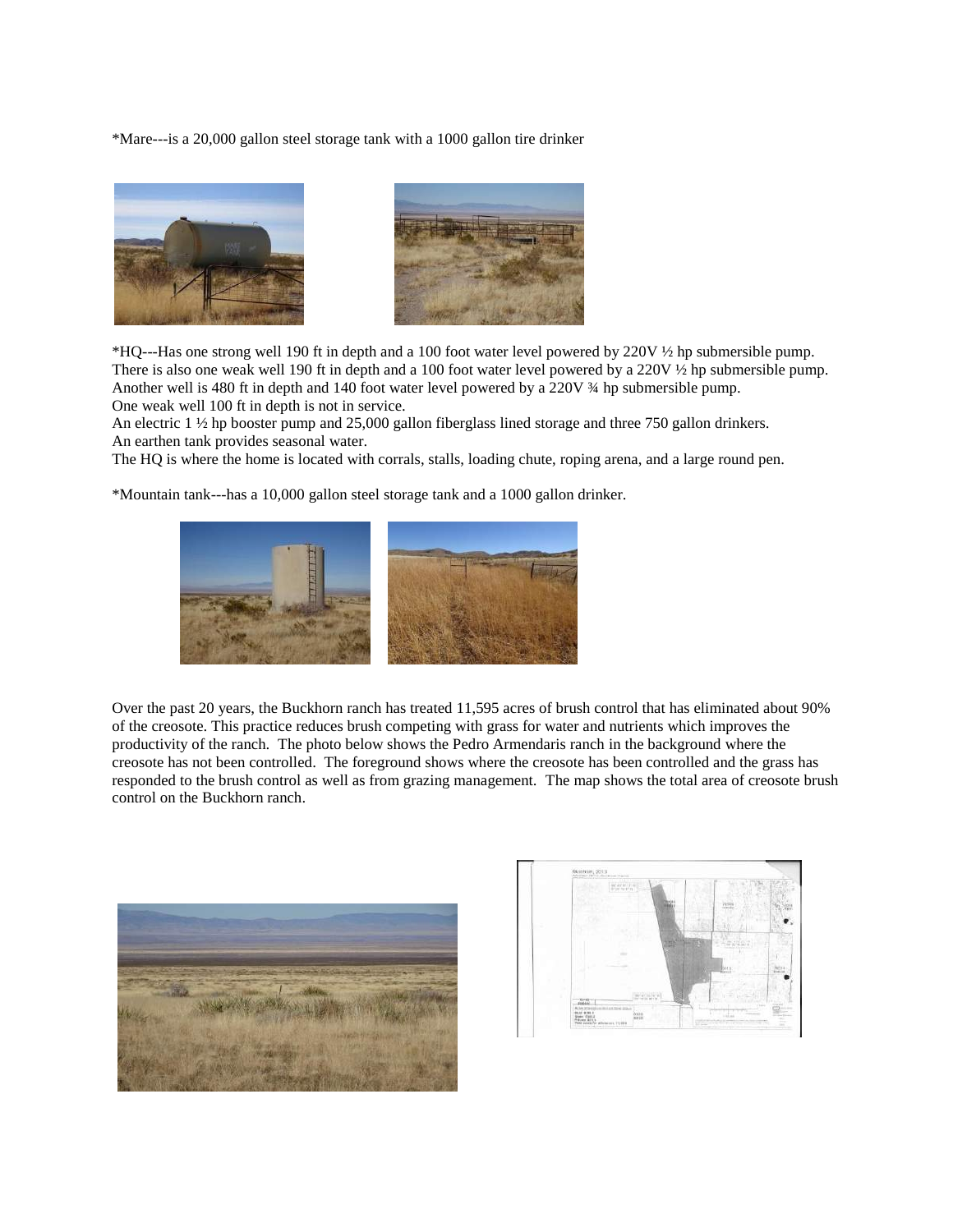*Mare---is a 20,000 gallon steel storage tank with a 1000 gallon tire drinker

*HQ---Has one strong well 190 ft in depth and a 100 foot water level powered by 220V ½ hp submersible pump. There is also one weak well 190 ft in depth and a 100 foot water level powered by a 220V ½ hp submersible pump. Another well is 480 ft in depth and 140 foot water level powered by a 220V ¾ hp submersible pump. One weak well 100 ft in depth is not in service.
An electric 1 ½ hp booster pump and 25,000 gallon fiberglass lined storage and three 750 gallon drinkers.
An earthen tank provides seasonal water.
The HQ is where the home is located with corrals, stalls, loading chute, roping arena, and a large round pen.

*Mountain tank---has a 10,000 gallon steel storage tank and a 1000 gallon drinker.

Over the past 20 years, the Buckhorn ranch has treated 11,595 acres of brush control that has eliminated about 90% of the creosote. This practice reduces brush competing with grass for water and nutrients which improves the productivity of the ranch. The photo below shows the Pedro Armendaris ranch in the background where the creosote has not been controlled. The foreground shows where the creosote has been controlled and the grass has responded to the brush control as well as from grazing management. The map shows the total area of creosote brush control on the Buckhorn ranch.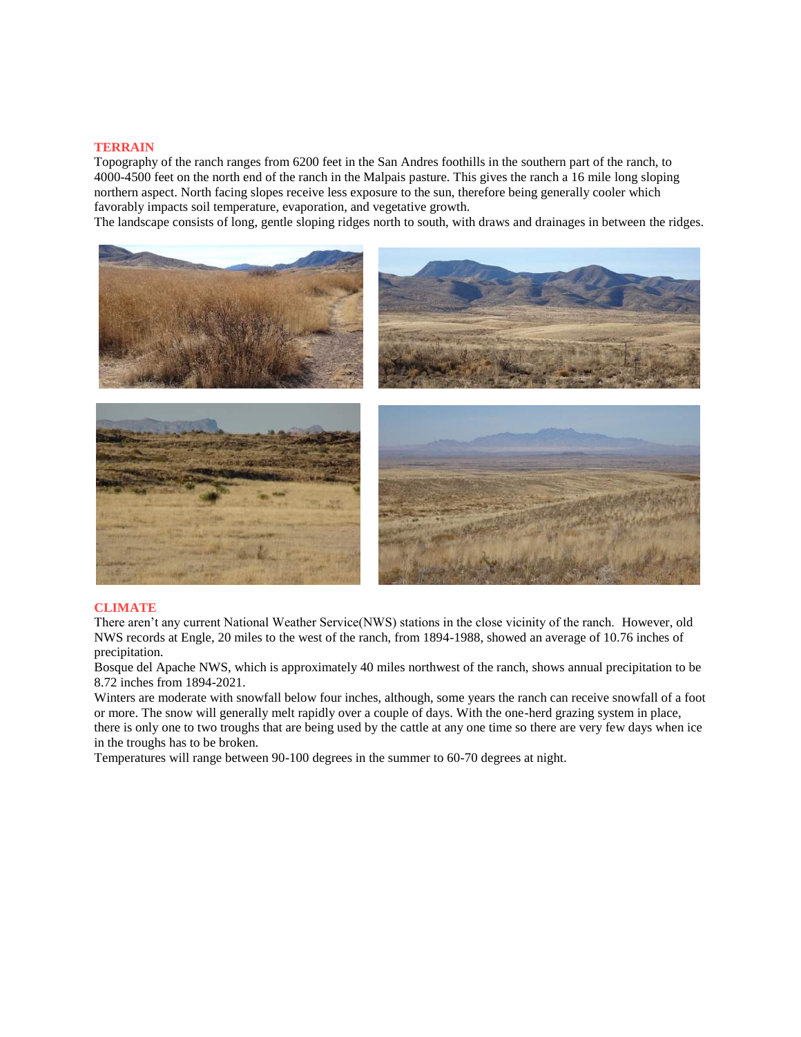## TERRAIN

Topography of the ranch ranges from 6200 feet in the San Andres foothills in the southern part of the ranch, to 4000-4500 feet on the north end of the ranch in the Malpais pasture. This gives the ranch a 16 mile long sloping northern aspect. North facing slopes receive less exposure to the sun, therefore being generally cooler which favorably impacts soil temperature, evaporation, and vegetative growth.

The landscape consists of long, gentle sloping ridges north to south, with draws and drainages in between the ridges.

## CLIMATE

There aren't any current National Weather Service(NWS) stations in the close vicinity of the ranch. However, old NWS records at Engle, 20 miles to the west of the ranch, from 1894-1988, showed an average of 10.76 inches of precipitation.

Bosque del Apache NWS, which is approximately 40 miles northwest of the ranch, shows annual precipitation to be 8.72 inches from 1894-2021.

Winters are moderate with snowfall below four inches, although, some years the ranch can receive snowfall of a foot or more. The snow will generally melt rapidly over a couple of days. With the one-herd grazing system in place, there is only one to two troughs that are being used by the cattle at any one time so there are very few days when ice in the troughs has to be broken.

Temperatures will range between 90-100 degrees in the summer to 60-70 degrees at night.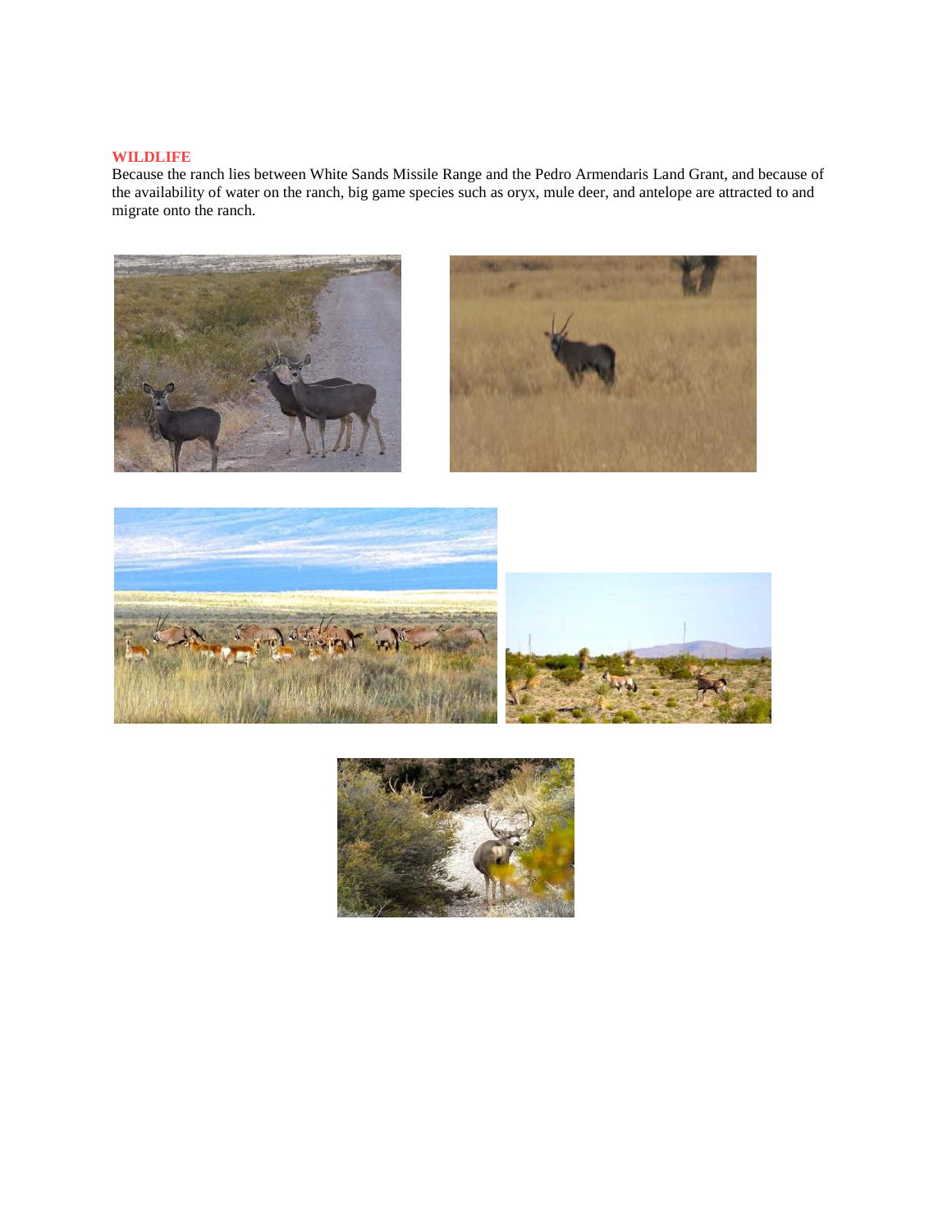## WILDLIFE

Because the ranch lies between White Sands Missile Range and the Pedro Armendaris Land Grant, and because of the availability of water on the ranch, big game species such as oryx, mule deer, and antelope are attracted to and migrate onto the ranch.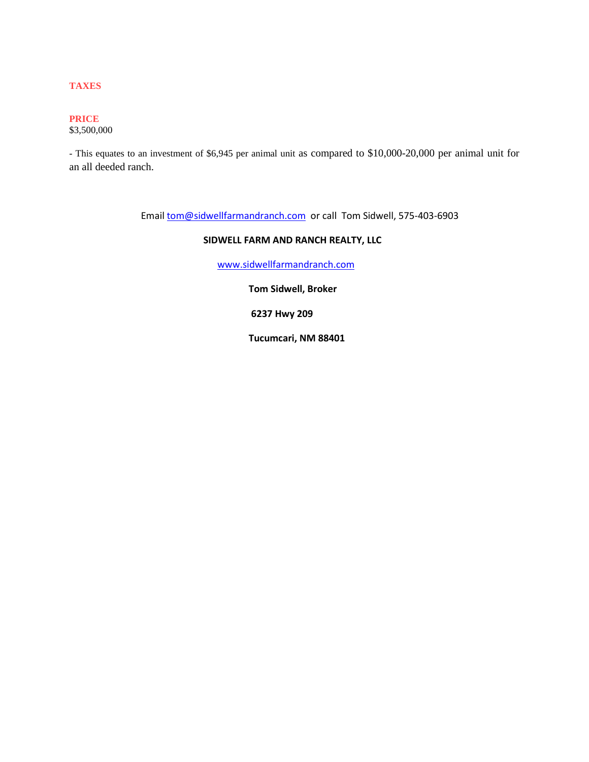**TAXES**

**PRICE**
$3,500,000

- This equates to an investment of $6,945 per animal unit as compared to $10,000-20,000 per animal unit for an all deeded ranch.

Email tom@sidwellfarmandranch.com or call Tom Sidwell, 575-403-6903

**SIDWELL FARM AND RANCH REALTY, LLC**

www.sidwellfarmandranch.com

**Tom Sidwell, Broker**

**6237 Hwy 209**

**Tucumcari, NM 88401**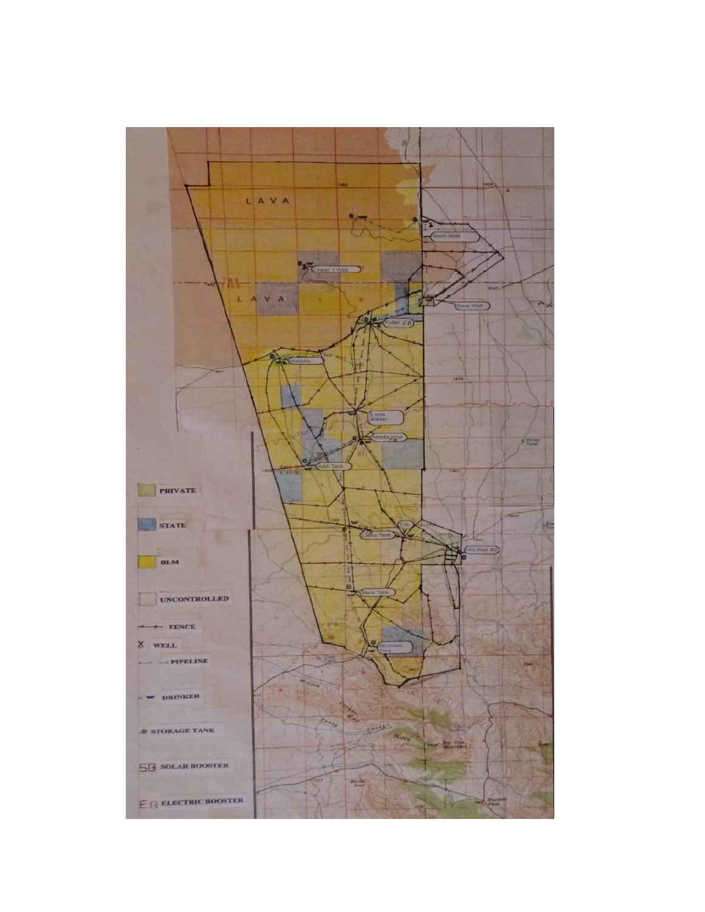LAVA

North Well

Crater 1 Well

LAVA

Bear Well

Fuller SB

Malpais

5 mile drinker

Middle Well

AAA Tank

Lasso Tank

HQ Well #2

Mare Tank

Mountain Tank

PRIVATE

STATE

BLM

UNCONTROLLED

FENCE

WELL

PIPELINE

DRINKER

STORAGE TANK

SB SOLAR BOOSTER

EB ELECTRIC BOOSTER